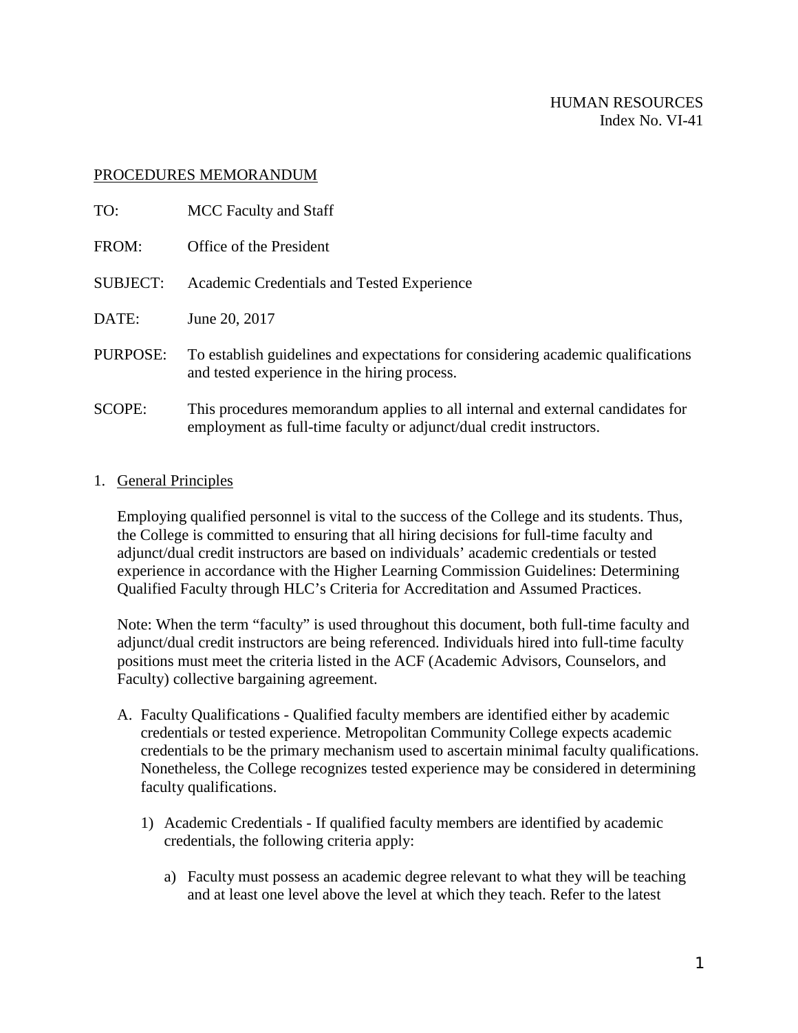HUMAN RESOURCES
Index No. VI-41

PROCEDURES MEMORANDUM

TO: MCC Faculty and Staff

FROM: Office of the President

SUBJECT: Academic Credentials and Tested Experience

DATE: June 20, 2017

PURPOSE: To establish guidelines and expectations for considering academic qualifications and tested experience in the hiring process.

SCOPE: This procedures memorandum applies to all internal and external candidates for employment as full-time faculty or adjunct/dual credit instructors.

1. General Principles

   Employing qualified personnel is vital to the success of the College and its students. Thus, the College is committed to ensuring that all hiring decisions for full-time faculty and adjunct/dual credit instructors are based on individuals' academic credentials or tested experience in accordance with the Higher Learning Commission Guidelines: Determining Qualified Faculty through HLC's Criteria for Accreditation and Assumed Practices.

   Note: When the term "faculty" is used throughout this document, both full-time faculty and adjunct/dual credit instructors are being referenced. Individuals hired into full-time faculty positions must meet the criteria listed in the ACF (Academic Advisors, Counselors, and Faculty) collective bargaining agreement.

   A. Faculty Qualifications - Qualified faculty members are identified either by academic credentials or tested experience. Metropolitan Community College expects academic credentials to be the primary mechanism used to ascertain minimal faculty qualifications. Nonetheless, the College recognizes tested experience may be considered in determining faculty qualifications.

      1) Academic Credentials - If qualified faculty members are identified by academic credentials, the following criteria apply:

         a) Faculty must possess an academic degree relevant to what they will be teaching and at least one level above the level at which they teach. Refer to the latest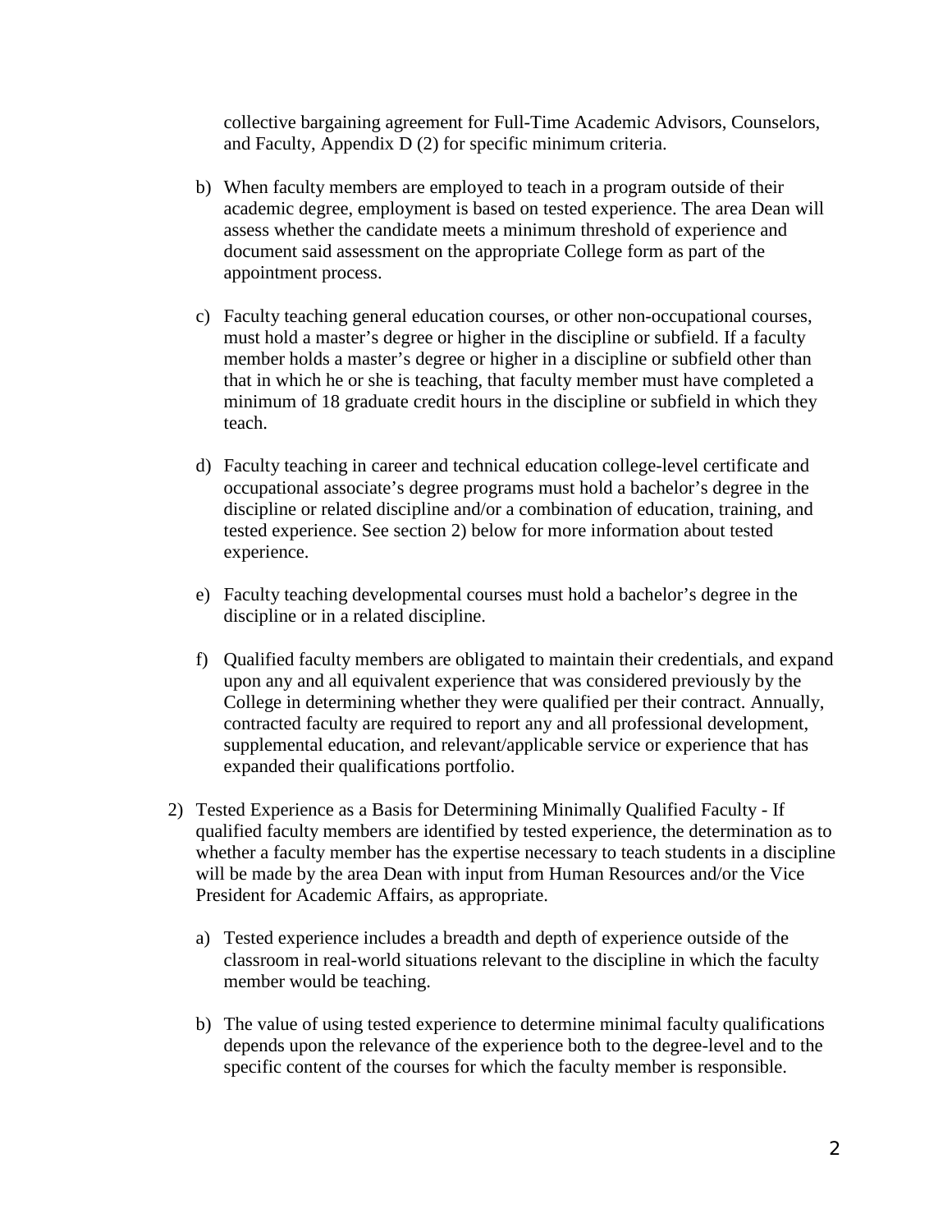collective bargaining agreement for Full-Time Academic Advisors, Counselors, and Faculty, Appendix D (2) for specific minimum criteria.

b) When faculty members are employed to teach in a program outside of their academic degree, employment is based on tested experience. The area Dean will assess whether the candidate meets a minimum threshold of experience and document said assessment on the appropriate College form as part of the appointment process.

c) Faculty teaching general education courses, or other non-occupational courses, must hold a master's degree or higher in the discipline or subfield. If a faculty member holds a master's degree or higher in a discipline or subfield other than that in which he or she is teaching, that faculty member must have completed a minimum of 18 graduate credit hours in the discipline or subfield in which they teach.

d) Faculty teaching in career and technical education college-level certificate and occupational associate's degree programs must hold a bachelor's degree in the discipline or related discipline and/or a combination of education, training, and tested experience. See section 2) below for more information about tested experience.

e) Faculty teaching developmental courses must hold a bachelor's degree in the discipline or in a related discipline.

f) Qualified faculty members are obligated to maintain their credentials, and expand upon any and all equivalent experience that was considered previously by the College in determining whether they were qualified per their contract. Annually, contracted faculty are required to report any and all professional development, supplemental education, and relevant/applicable service or experience that has expanded their qualifications portfolio.

2) Tested Experience as a Basis for Determining Minimally Qualified Faculty - If qualified faculty members are identified by tested experience, the determination as to whether a faculty member has the expertise necessary to teach students in a discipline will be made by the area Dean with input from Human Resources and/or the Vice President for Academic Affairs, as appropriate.

   a) Tested experience includes a breadth and depth of experience outside of the classroom in real-world situations relevant to the discipline in which the faculty member would be teaching.

   b) The value of using tested experience to determine minimal faculty qualifications depends upon the relevance of the experience both to the degree-level and to the specific content of the courses for which the faculty member is responsible.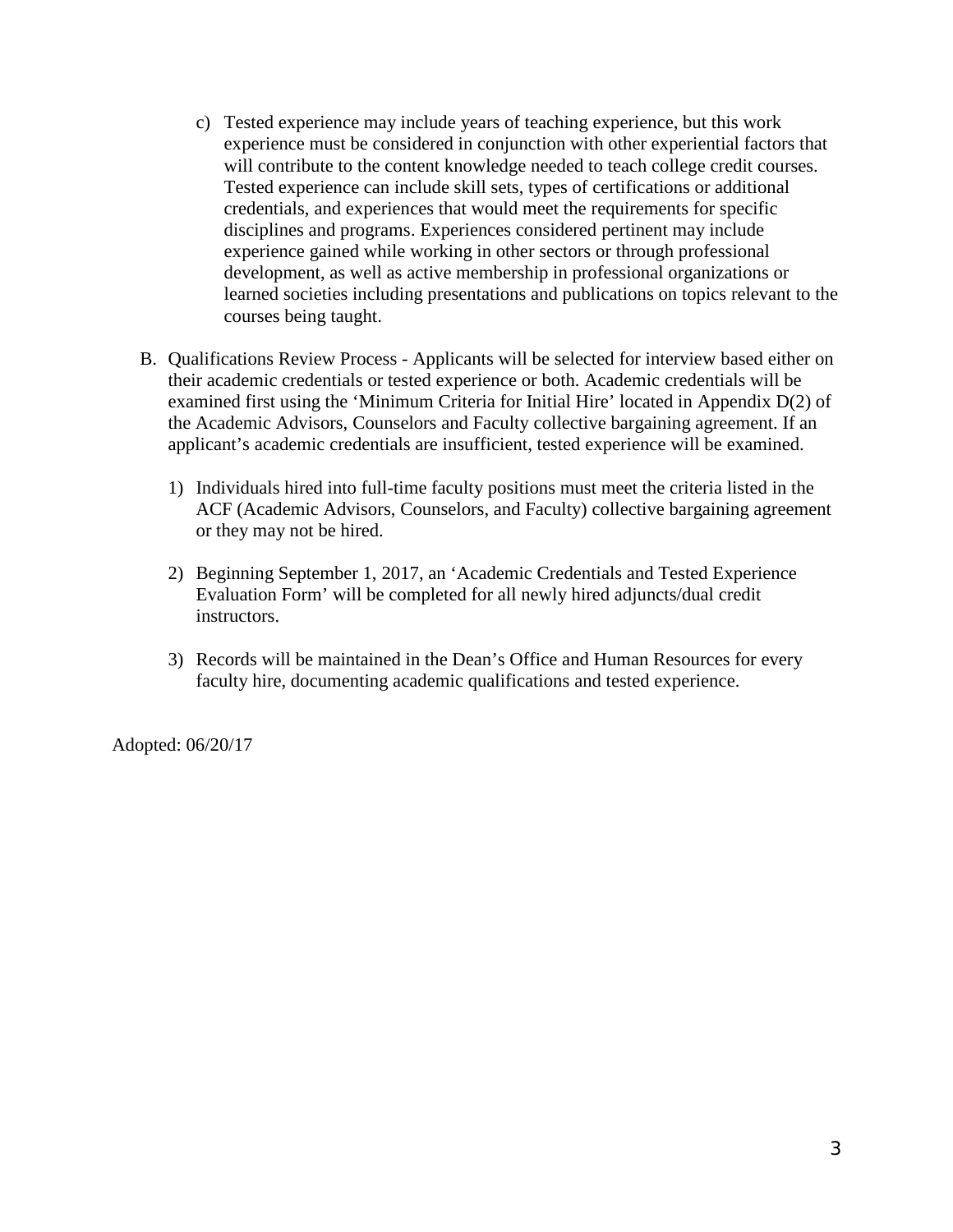c) Tested experience may include years of teaching experience, but this work experience must be considered in conjunction with other experiential factors that will contribute to the content knowledge needed to teach college credit courses. Tested experience can include skill sets, types of certifications or additional credentials, and experiences that would meet the requirements for specific disciplines and programs. Experiences considered pertinent may include experience gained while working in other sectors or through professional development, as well as active membership in professional organizations or learned societies including presentations and publications on topics relevant to the courses being taught.

B. Qualifications Review Process - Applicants will be selected for interview based either on their academic credentials or tested experience or both. Academic credentials will be examined first using the 'Minimum Criteria for Initial Hire' located in Appendix D(2) of the Academic Advisors, Counselors and Faculty collective bargaining agreement. If an applicant's academic credentials are insufficient, tested experience will be examined.

   1) Individuals hired into full-time faculty positions must meet the criteria listed in the ACF (Academic Advisors, Counselors, and Faculty) collective bargaining agreement or they may not be hired.

   2) Beginning September 1, 2017, an 'Academic Credentials and Tested Experience Evaluation Form' will be completed for all newly hired adjuncts/dual credit instructors.

   3) Records will be maintained in the Dean's Office and Human Resources for every faculty hire, documenting academic qualifications and tested experience.

Adopted: 06/20/17